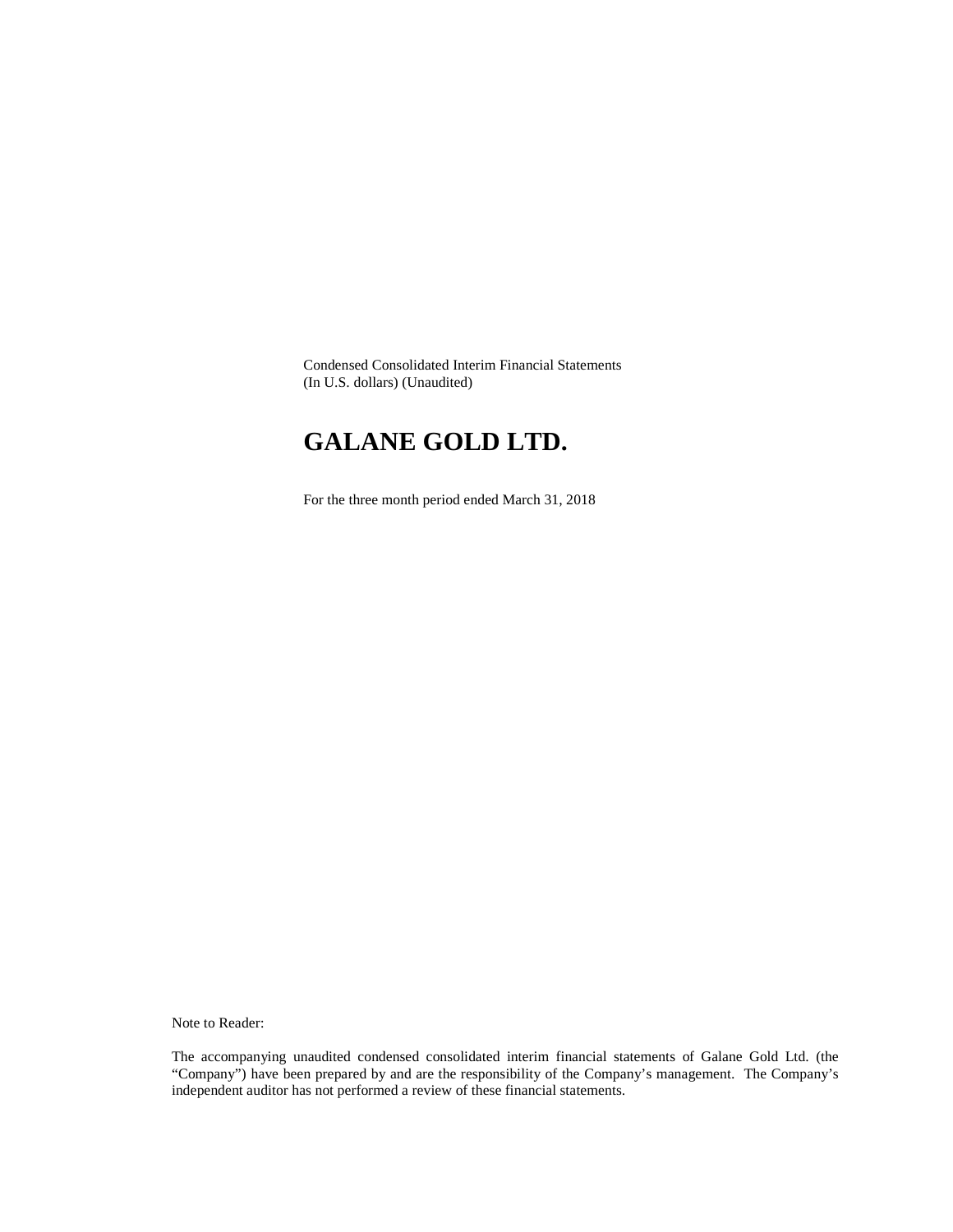Condensed Consolidated Interim Financial Statements
(In U.S. dollars) (Unaudited)

# GALANE GOLD LTD.

For the three month period ended March 31, 2018

Note to Reader:

The accompanying unaudited condensed consolidated interim financial statements of Galane Gold Ltd. (the "Company") have been prepared by and are the responsibility of the Company's management. The Company's independent auditor has not performed a review of these financial statements.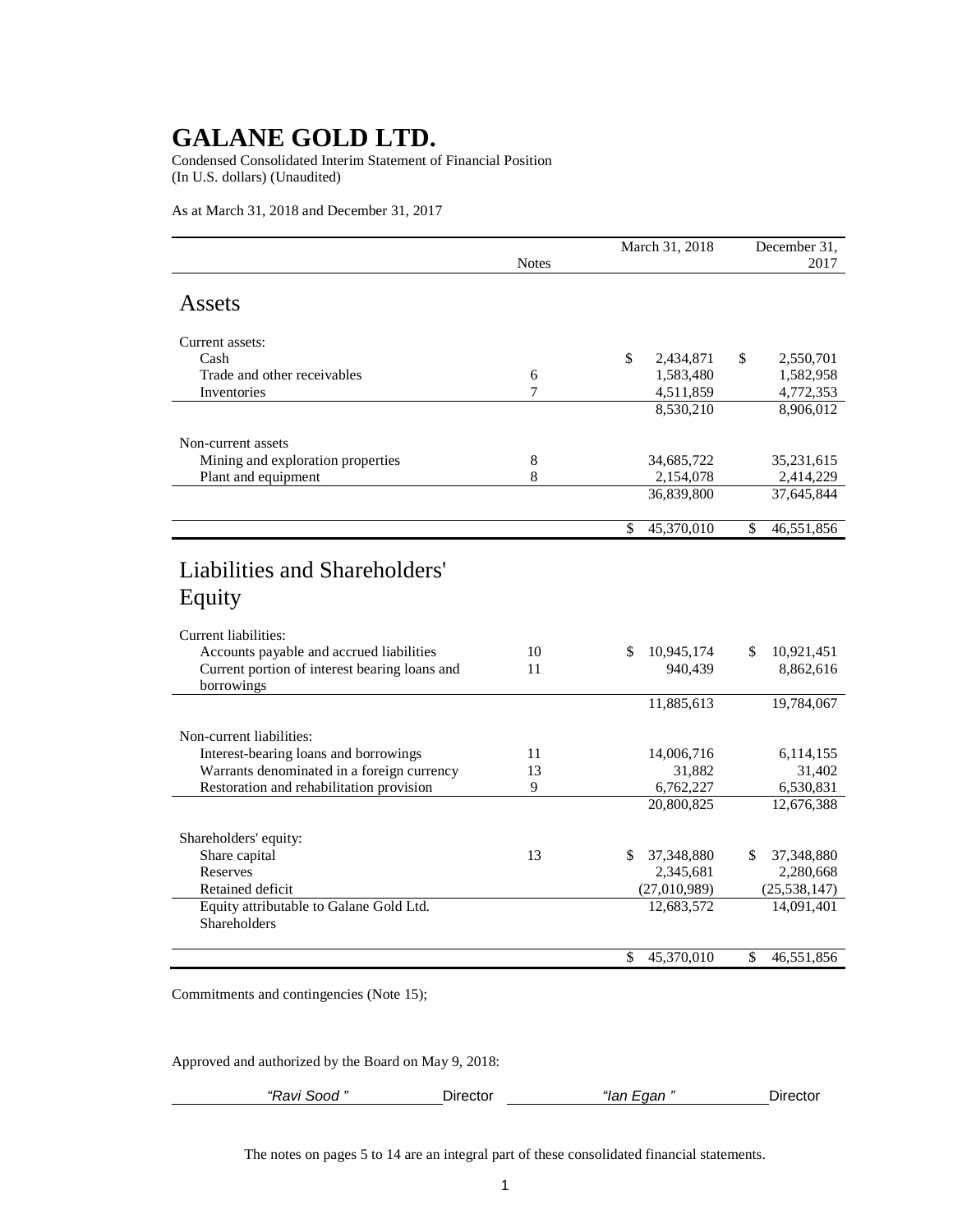# GALANE GOLD LTD.

Condensed Consolidated Interim Statement of Financial Position
(In U.S. dollars) (Unaudited)

As at March 31, 2018 and December 31, 2017

| | Notes | March 31, 2018 | December 31, 2017 |
|---|---|---|---|
| **Assets** | | | |
| Current assets: | | | |
| Cash | | $ 2,434,871 | $ 2,550,701 |
| Trade and other receivables | 6 | 1,583,480 | 1,582,958 |
| Inventories | 7 | 4,511,859 | 4,772,353 |
| | | 8,530,210 | 8,906,012 |
| Non-current assets | | | |
| Mining and exploration properties | 8 | 34,685,722 | 35,231,615 |
| Plant and equipment | 8 | 2,154,078 | 2,414,229 |
| | | 36,839,800 | 37,645,844 |
| | | $ 45,370,010 | $ 46,551,856 |
| **Liabilities and Shareholders' Equity** | | | |
| Current liabilities: | | | |
| Accounts payable and accrued liabilities | 10 | $ 10,945,174 | $ 10,921,451 |
| Current portion of interest bearing loans and borrowings | 11 | 940,439 | 8,862,616 |
| | | 11,885,613 | 19,784,067 |
| Non-current liabilities: | | | |
| Interest-bearing loans and borrowings | 11 | 14,006,716 | 6,114,155 |
| Warrants denominated in a foreign currency | 13 | 31,882 | 31,402 |
| Restoration and rehabilitation provision | 9 | 6,762,227 | 6,530,831 |
| | | 20,800,825 | 12,676,388 |
| Shareholders' equity: | | | |
| Share capital | 13 | $ 37,348,880 | $ 37,348,880 |
| Reserves | | 2,345,681 | 2,280,668 |
| Retained deficit | | (27,010,989) | (25,538,147) |
| Equity attributable to Galane Gold Ltd. Shareholders | | 12,683,572 | 14,091,401 |
| | | $ 45,370,010 | $ 46,551,856 |

Commitments and contingencies (Note 15);

Approved and authorized by the Board on May 9, 2018:

*"Ravi Sood "* Director *"Ian Egan "* Director

The notes on pages 5 to 14 are an integral part of these consolidated financial statements.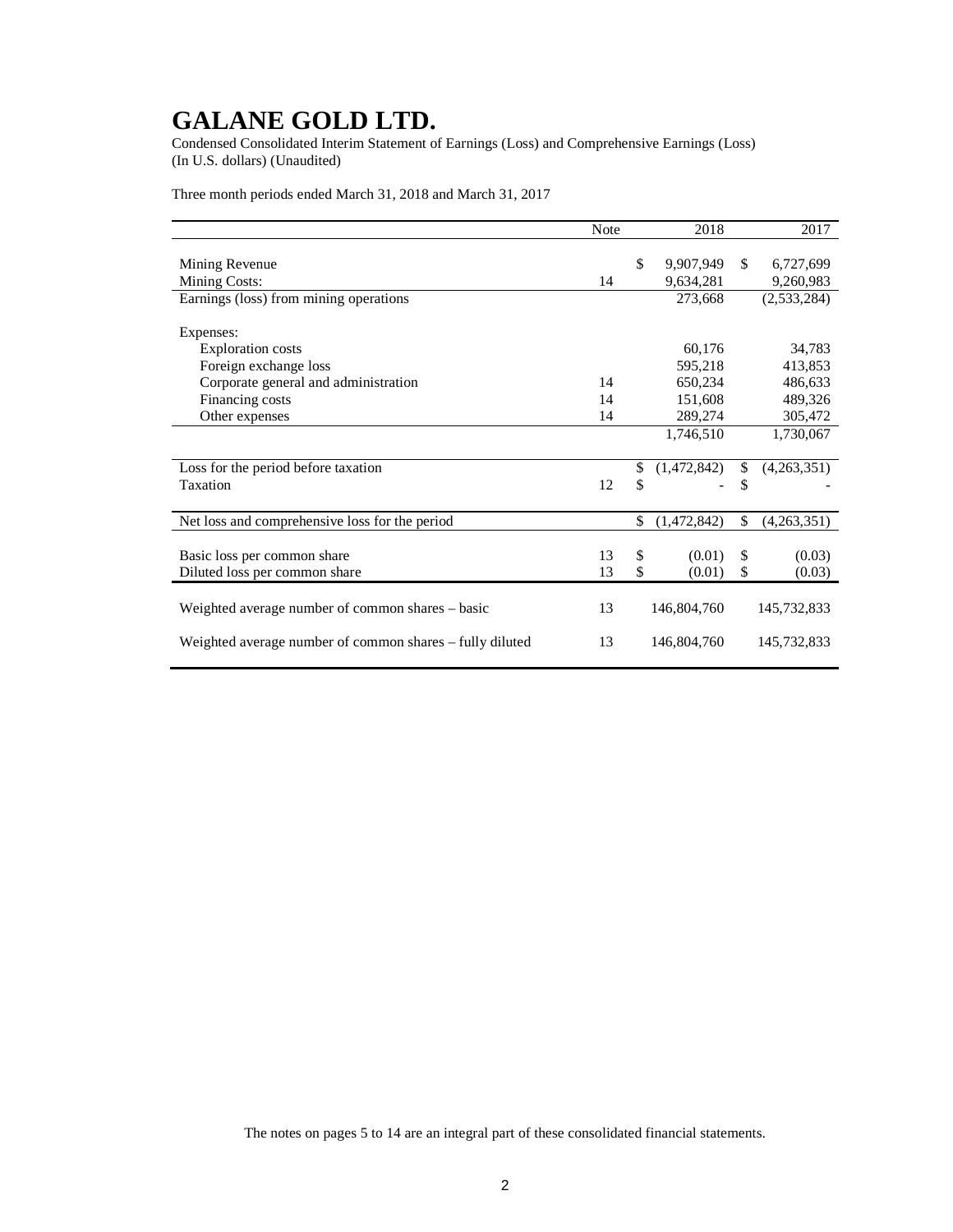# GALANE GOLD LTD.

Condensed Consolidated Interim Statement of Earnings (Loss) and Comprehensive Earnings (Loss)
(In U.S. dollars) (Unaudited)

Three month periods ended March 31, 2018 and March 31, 2017

| | Note | 2018 | 2017 |
|---|---|---|---|
| Mining Revenue | | $ 9,907,949 | $ 6,727,699 |
| Mining Costs: | 14 | 9,634,281 | 9,260,983 |
| Earnings (loss) from mining operations | | 273,668 | (2,533,284) |
| Expenses: | | | |
| Exploration costs | | 60,176 | 34,783 |
| Foreign exchange loss | | 595,218 | 413,853 |
| Corporate general and administration | 14 | 650,234 | 486,633 |
| Financing costs | 14 | 151,608 | 489,326 |
| Other expenses | 14 | 289,274 | 305,472 |
| | | 1,746,510 | 1,730,067 |
| Loss for the period before taxation | | $ (1,472,842) | $ (4,263,351) |
| Taxation | 12 | $ - | $ - |
| Net loss and comprehensive loss for the period | | $ (1,472,842) | $ (4,263,351) |
| Basic loss per common share | 13 | $ (0.01) | $ (0.03) |
| Diluted loss per common share | 13 | $ (0.01) | $ (0.03) |
| Weighted average number of common shares – basic | 13 | 146,804,760 | 145,732,833 |
| Weighted average number of common shares – fully diluted | 13 | 146,804,760 | 145,732,833 |

The notes on pages 5 to 14 are an integral part of these consolidated financial statements.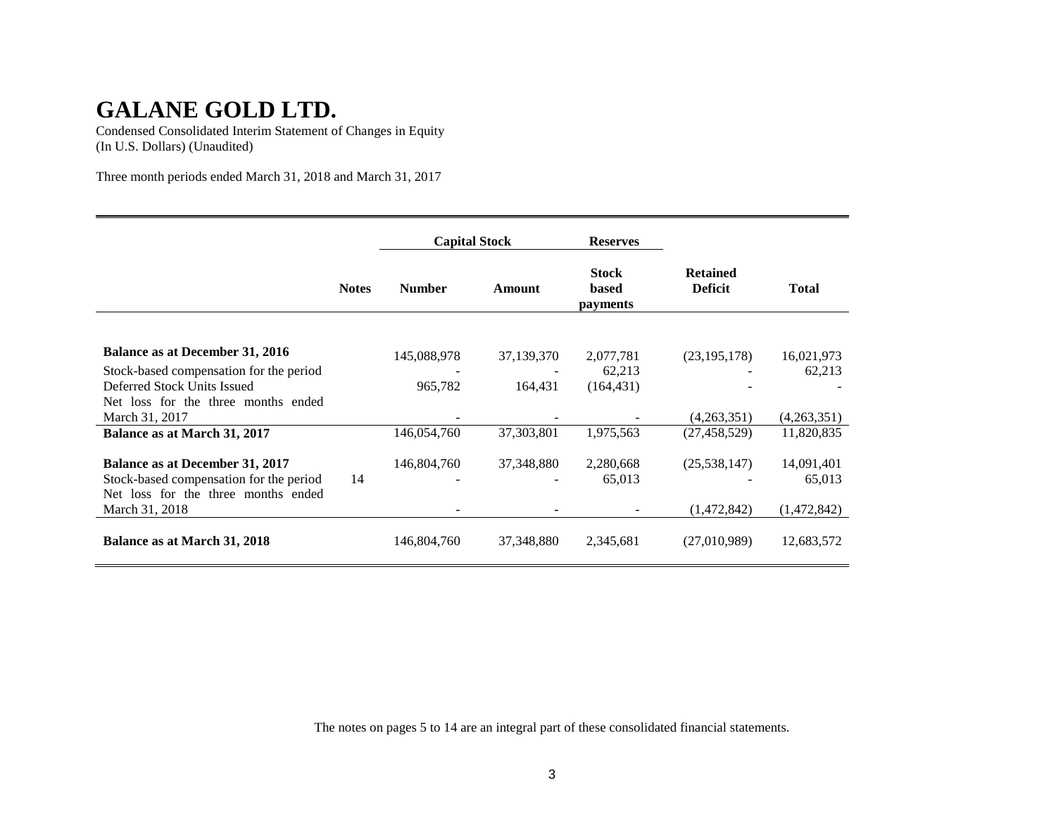# GALANE GOLD LTD.

Condensed Consolidated Interim Statement of Changes in Equity
(In U.S. Dollars) (Unaudited)

Three month periods ended March 31, 2018 and March 31, 2017

| | | Capital Stock | | Reserves | | |
|---|---|---|---|---|---|---|
| | **Notes** | **Number** | **Amount** | **Stock based payments** | **Retained Deficit** | **Total** |
| **Balance as at December 31, 2016** | | 145,088,978 | 37,139,370 | 2,077,781 | (23,195,178) | 16,021,973 |
| Stock-based compensation for the period | | - | - | 62,213 | - | 62,213 |
| Deferred Stock Units Issued | | 965,782 | 164,431 | (164,431) | - | - |
| Net loss for the three months ended March 31, 2017 | | - | - | - | (4,263,351) | (4,263,351) |
| **Balance as at March 31, 2017** | | 146,054,760 | 37,303,801 | 1,975,563 | (27,458,529) | 11,820,835 |
| **Balance as at December 31, 2017** | | 146,804,760 | 37,348,880 | 2,280,668 | (25,538,147) | 14,091,401 |
| Stock-based compensation for the period | 14 | - | - | 65,013 | - | 65,013 |
| Net loss for the three months ended March 31, 2018 | | - | - | - | (1,472,842) | (1,472,842) |
| **Balance as at March 31, 2018** | | 146,804,760 | 37,348,880 | 2,345,681 | (27,010,989) | 12,683,572 |

The notes on pages 5 to 14 are an integral part of these consolidated financial statements.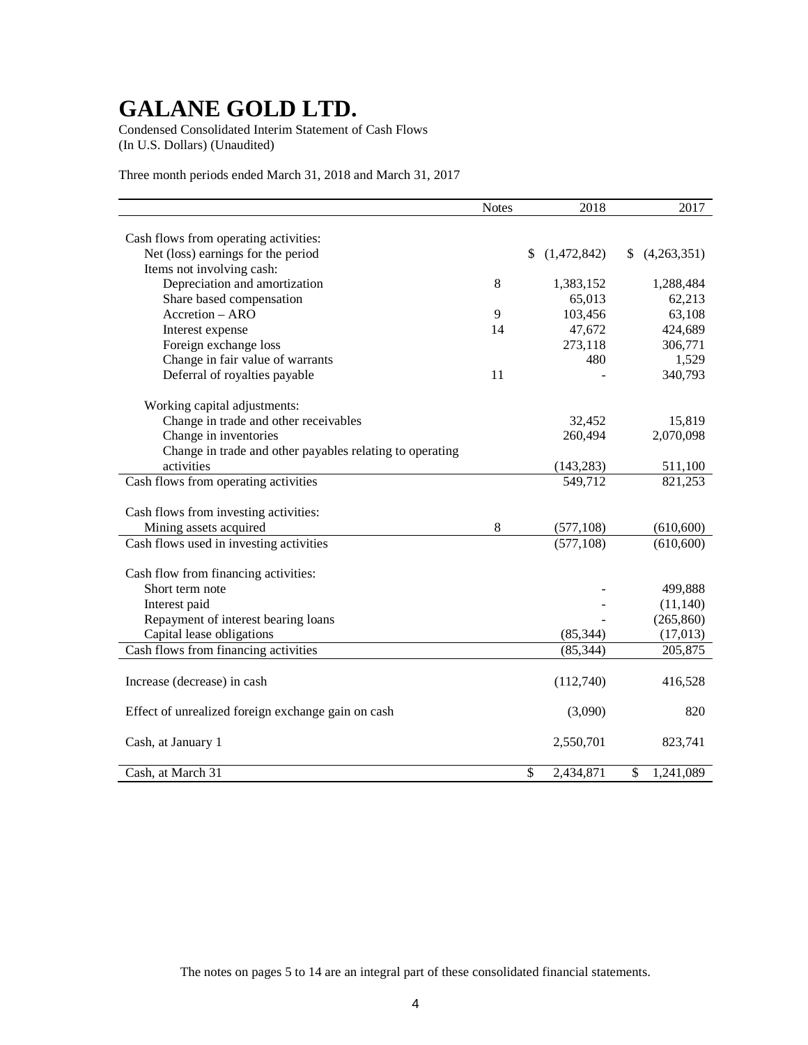# GALANE GOLD LTD.

Condensed Consolidated Interim Statement of Cash Flows
(In U.S. Dollars) (Unaudited)

Three month periods ended March 31, 2018 and March 31, 2017

| | Notes | 2018 | 2017 |
|---|---|---|---|
| Cash flows from operating activities: | | | |
| Net (loss) earnings for the period | | $ (1,472,842) | $ (4,263,351) |
| Items not involving cash: | | | |
| Depreciation and amortization | 8 | 1,383,152 | 1,288,484 |
| Share based compensation | | 65,013 | 62,213 |
| Accretion – ARO | 9 | 103,456 | 63,108 |
| Interest expense | 14 | 47,672 | 424,689 |
| Foreign exchange loss | | 273,118 | 306,771 |
| Change in fair value of warrants | | 480 | 1,529 |
| Deferral of royalties payable | 11 | - | 340,793 |
| Working capital adjustments: | | | |
| Change in trade and other receivables | | 32,452 | 15,819 |
| Change in inventories | | 260,494 | 2,070,098 |
| Change in trade and other payables relating to operating activities | | (143,283) | 511,100 |
| Cash flows from operating activities | | 549,712 | 821,253 |
| Cash flows from investing activities: | | | |
| Mining assets acquired | 8 | (577,108) | (610,600) |
| Cash flows used in investing activities | | (577,108) | (610,600) |
| Cash flow from financing activities: | | | |
| Short term note | | - | 499,888 |
| Interest paid | | - | (11,140) |
| Repayment of interest bearing loans | | - | (265,860) |
| Capital lease obligations | | (85,344) | (17,013) |
| Cash flows from financing activities | | (85,344) | 205,875 |
| Increase (decrease) in cash | | (112,740) | 416,528 |
| Effect of unrealized foreign exchange gain on cash | | (3,090) | 820 |
| Cash, at January 1 | | 2,550,701 | 823,741 |
| Cash, at March 31 | | $ 2,434,871 | $ 1,241,089 |

The notes on pages 5 to 14 are an integral part of these consolidated financial statements.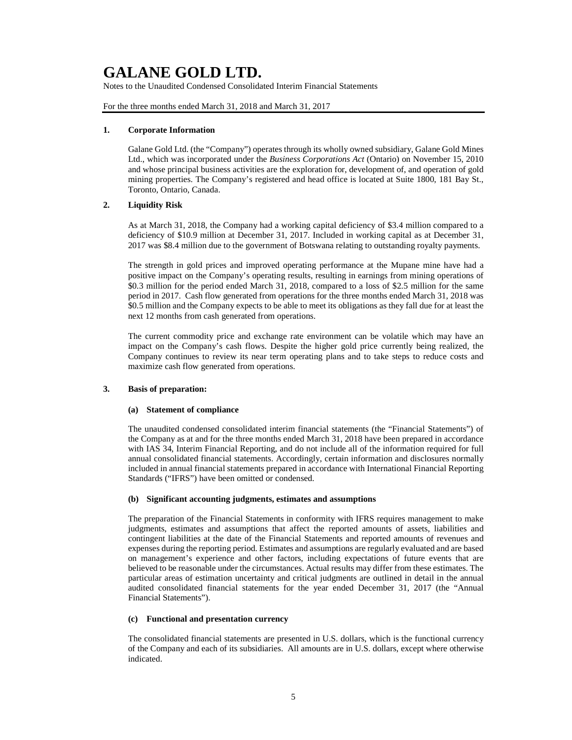# GALANE GOLD LTD.

Notes to the Unaudited Condensed Consolidated Interim Financial Statements

For the three months ended March 31, 2018 and March 31, 2017

## 1. Corporate Information

Galane Gold Ltd. (the "Company") operates through its wholly owned subsidiary, Galane Gold Mines Ltd., which was incorporated under the *Business Corporations Act* (Ontario) on November 15, 2010 and whose principal business activities are the exploration for, development of, and operation of gold mining properties. The Company's registered and head office is located at Suite 1800, 181 Bay St., Toronto, Ontario, Canada.

## 2. Liquidity Risk

As at March 31, 2018, the Company had a working capital deficiency of $3.4 million compared to a deficiency of $10.9 million at December 31, 2017. Included in working capital as at December 31, 2017 was $8.4 million due to the government of Botswana relating to outstanding royalty payments.

The strength in gold prices and improved operating performance at the Mupane mine have had a positive impact on the Company's operating results, resulting in earnings from mining operations of $0.3 million for the period ended March 31, 2018, compared to a loss of $2.5 million for the same period in 2017. Cash flow generated from operations for the three months ended March 31, 2018 was $0.5 million and the Company expects to be able to meet its obligations as they fall due for at least the next 12 months from cash generated from operations.

The current commodity price and exchange rate environment can be volatile which may have an impact on the Company's cash flows. Despite the higher gold price currently being realized, the Company continues to review its near term operating plans and to take steps to reduce costs and maximize cash flow generated from operations.

## 3. Basis of preparation:

### (a) Statement of compliance

The unaudited condensed consolidated interim financial statements (the "Financial Statements") of the Company as at and for the three months ended March 31, 2018 have been prepared in accordance with IAS 34, Interim Financial Reporting, and do not include all of the information required for full annual consolidated financial statements. Accordingly, certain information and disclosures normally included in annual financial statements prepared in accordance with International Financial Reporting Standards ("IFRS") have been omitted or condensed.

### (b) Significant accounting judgments, estimates and assumptions

The preparation of the Financial Statements in conformity with IFRS requires management to make judgments, estimates and assumptions that affect the reported amounts of assets, liabilities and contingent liabilities at the date of the Financial Statements and reported amounts of revenues and expenses during the reporting period. Estimates and assumptions are regularly evaluated and are based on management's experience and other factors, including expectations of future events that are believed to be reasonable under the circumstances. Actual results may differ from these estimates. The particular areas of estimation uncertainty and critical judgments are outlined in detail in the annual audited consolidated financial statements for the year ended December 31, 2017 (the "Annual Financial Statements").

### (c) Functional and presentation currency

The consolidated financial statements are presented in U.S. dollars, which is the functional currency of the Company and each of its subsidiaries. All amounts are in U.S. dollars, except where otherwise indicated.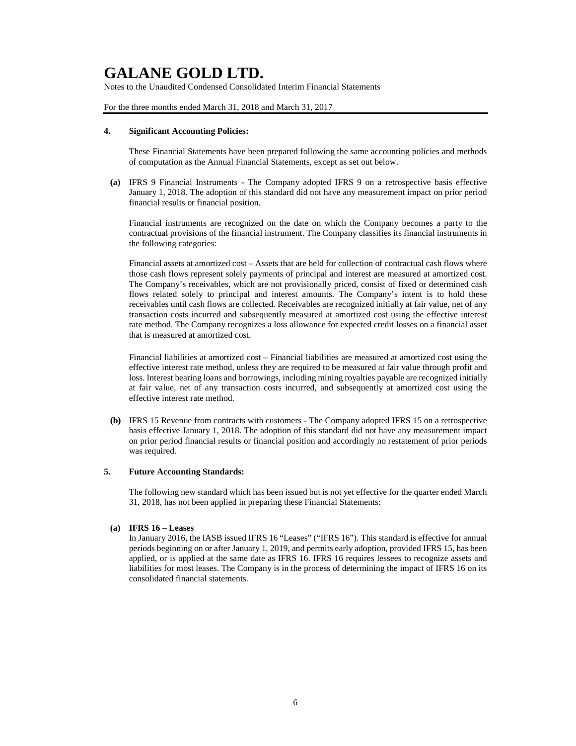## 4. Significant Accounting Policies:

These Financial Statements have been prepared following the same accounting policies and methods of computation as the Annual Financial Statements, except as set out below.

**(a)** IFRS 9 Financial Instruments - The Company adopted IFRS 9 on a retrospective basis effective January 1, 2018. The adoption of this standard did not have any measurement impact on prior period financial results or financial position.

Financial instruments are recognized on the date on which the Company becomes a party to the contractual provisions of the financial instrument. The Company classifies its financial instruments in the following categories:

Financial assets at amortized cost – Assets that are held for collection of contractual cash flows where those cash flows represent solely payments of principal and interest are measured at amortized cost. The Company's receivables, which are not provisionally priced, consist of fixed or determined cash flows related solely to principal and interest amounts. The Company's intent is to hold these receivables until cash flows are collected. Receivables are recognized initially at fair value, net of any transaction costs incurred and subsequently measured at amortized cost using the effective interest rate method. The Company recognizes a loss allowance for expected credit losses on a financial asset that is measured at amortized cost.

Financial liabilities at amortized cost – Financial liabilities are measured at amortized cost using the effective interest rate method, unless they are required to be measured at fair value through profit and loss. Interest bearing loans and borrowings, including mining royalties payable are recognized initially at fair value, net of any transaction costs incurred, and subsequently at amortized cost using the effective interest rate method.

**(b)** IFRS 15 Revenue from contracts with customers - The Company adopted IFRS 15 on a retrospective basis effective January 1, 2018. The adoption of this standard did not have any measurement impact on prior period financial results or financial position and accordingly no restatement of prior periods was required.

## 5. Future Accounting Standards:

The following new standard which has been issued but is not yet effective for the quarter ended March 31, 2018, has not been applied in preparing these Financial Statements:

### (a) IFRS 16 – Leases

In January 2016, the IASB issued IFRS 16 "Leases" ("IFRS 16"). This standard is effective for annual periods beginning on or after January 1, 2019, and permits early adoption, provided IFRS 15, has been applied, or is applied at the same date as IFRS 16. IFRS 16 requires lessees to recognize assets and liabilities for most leases. The Company is in the process of determining the impact of IFRS 16 on its consolidated financial statements.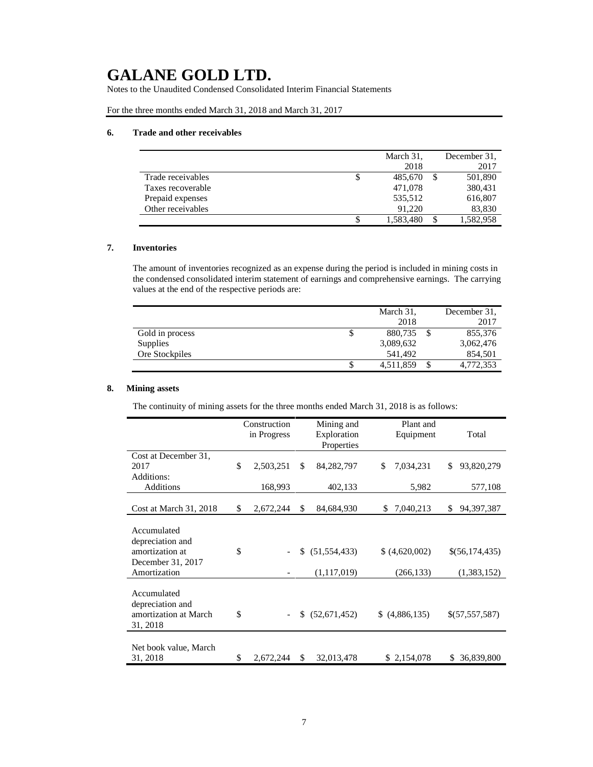# GALANE GOLD LTD.

Notes to the Unaudited Condensed Consolidated Interim Financial Statements

For the three months ended March 31, 2018 and March 31, 2017

### 6. Trade and other receivables

| | March 31, 2018 | December 31, 2017 |
|---|---|---|
| Trade receivables | $ 485,670 | $ 501,890 |
| Taxes recoverable | 471,078 | 380,431 |
| Prepaid expenses | 535,512 | 616,807 |
| Other receivables | 91,220 | 83,830 |
| | $ 1,583,480 | $ 1,582,958 |

### 7. Inventories

The amount of inventories recognized as an expense during the period is included in mining costs in the condensed consolidated interim statement of earnings and comprehensive earnings. The carrying values at the end of the respective periods are:

| | March 31, 2018 | December 31, 2017 |
|---|---|---|
| Gold in process | $ 880,735 | $ 855,376 |
| Supplies | 3,089,632 | 3,062,476 |
| Ore Stockpiles | 541,492 | 854,501 |
| | $ 4,511,859 | $ 4,772,353 |

### 8. Mining assets

The continuity of mining assets for the three months ended March 31, 2018 is as follows:

| | Construction in Progress | Mining and Exploration Properties | Plant and Equipment | Total |
|---|---|---|---|---|
| Cost at December 31, 2017 | $ 2,503,251 | $ 84,282,797 | $ 7,034,231 | $ 93,820,279 |
| Additions: | | | | |
| Additions | 168,993 | 402,133 | 5,982 | 577,108 |
| Cost at March 31, 2018 | $ 2,672,244 | $ 84,684,930 | $ 7,040,213 | $ 94,397,387 |
| Accumulated depreciation and amortization at December 31, 2017 | $ - | $ (51,554,433) | $ (4,620,002) | $(56,174,435) |
| Amortization | - | (1,117,019) | (266,133) | (1,383,152) |
| Accumulated depreciation and amortization at March 31, 2018 | $ - | $ (52,671,452) | $ (4,886,135) | $(57,557,587) |
| Net book value, March 31, 2018 | $ 2,672,244 | $ 32,013,478 | $ 2,154,078 | $ 36,839,800 |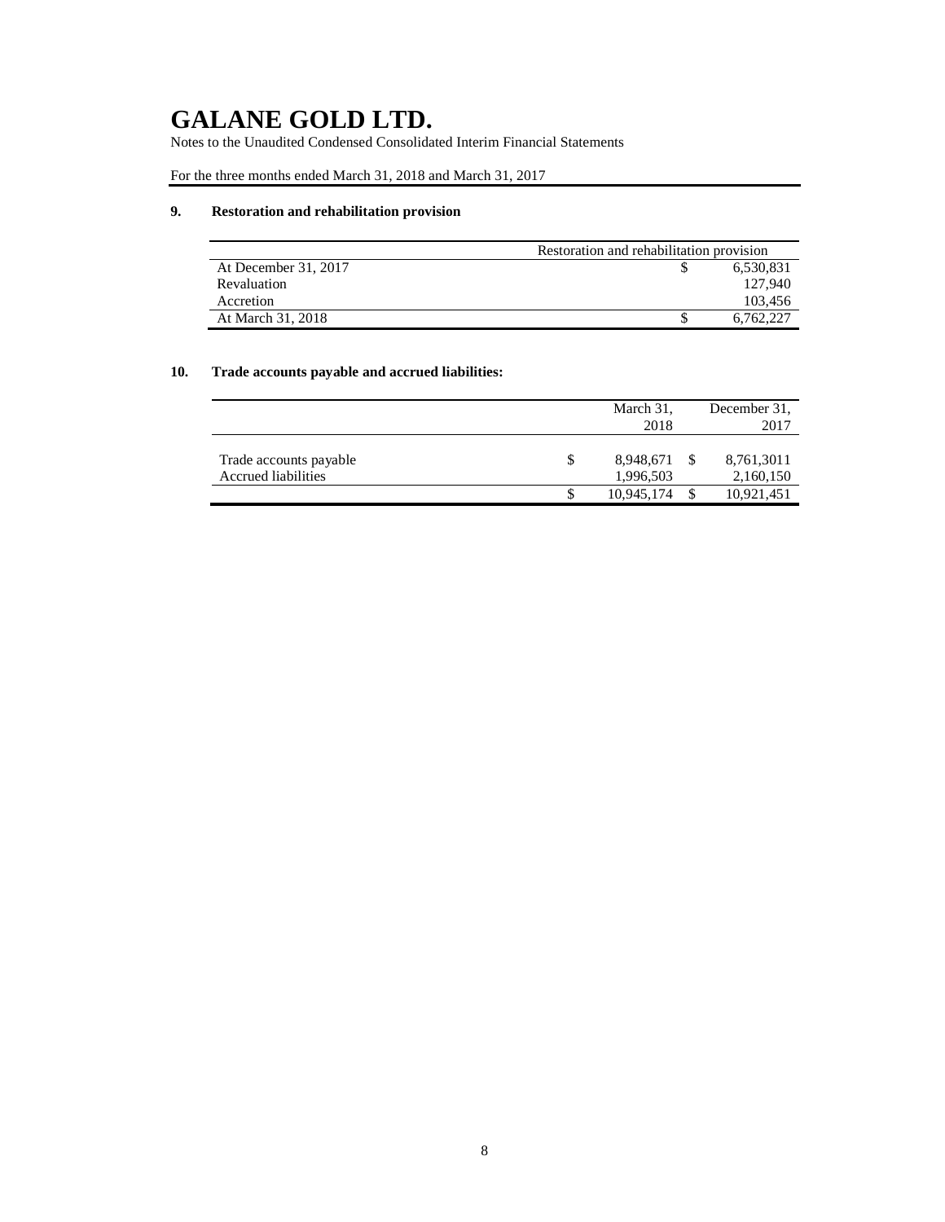# GALANE GOLD LTD.

Notes to the Unaudited Condensed Consolidated Interim Financial Statements

For the three months ended March 31, 2018 and March 31, 2017

### 9. Restoration and rehabilitation provision

| | Restoration and rehabilitation provision | |
|---|---|---|
| At December 31, 2017 | $ | 6,530,831 |
| Revaluation | | 127,940 |
| Accretion | | 103,456 |
| At March 31, 2018 | $ | 6,762,227 |

### 10. Trade accounts payable and accrued liabilities:

| | | March 31, 2018 | | December 31, 2017 |
|---|---|---|---|---|
| Trade accounts payable | $ | 8,948,671 | $ | 8,761,3011 |
| Accrued liabilities | | 1,996,503 | | 2,160,150 |
| | $ | 10,945,174 | $ | 10,921,451 |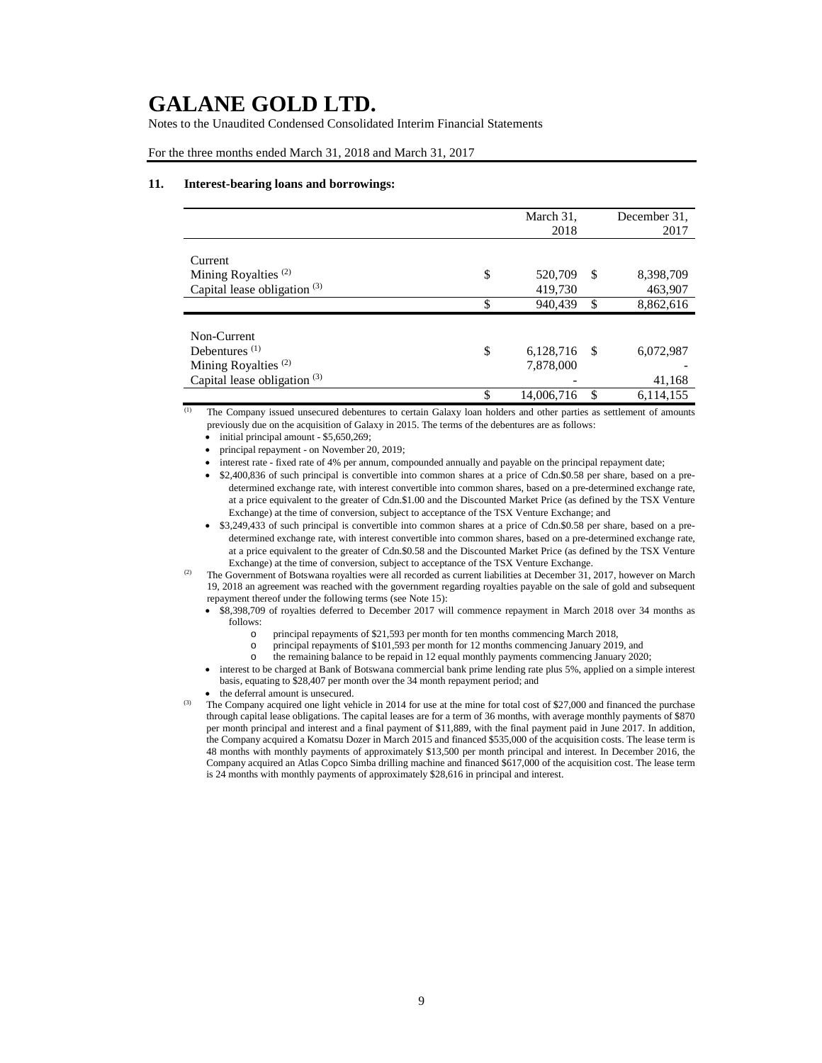# GALANE GOLD LTD.

Notes to the Unaudited Condensed Consolidated Interim Financial Statements

For the three months ended March 31, 2018 and March 31, 2017

## 11. Interest-bearing loans and borrowings:

| | March 31, 2018 | December 31, 2017 |
|---|---|---|
| **Current** | | |
| Mining Royalties [(2)] | $ 520,709 | $ 8,398,709 |
| Capital lease obligation [(3)] | 419,730 | 463,907 |
| | $ 940,439 | $ 8,862,616 |
| **Non-Current** | | |
| Debentures [(1)] | $ 6,128,716 | $ 6,072,987 |
| Mining Royalties [(2)] | 7,878,000 | - |
| Capital lease obligation [(3)] | - | 41,168 |
| | $ 14,006,716 | $ 6,114,155 |

(1) The Company issued unsecured debentures to certain Galaxy loan holders and other parties as settlement of amounts previously due on the acquisition of Galaxy in 2015. The terms of the debentures are as follows:

- initial principal amount - $5,650,269;
- principal repayment - on November 20, 2019;
- interest rate - fixed rate of 4% per annum, compounded annually and payable on the principal repayment date;
- $2,400,836 of such principal is convertible into common shares at a price of Cdn.$0.58 per share, based on a pre-determined exchange rate, with interest convertible into common shares, based on a pre-determined exchange rate, at a price equivalent to the greater of Cdn.$1.00 and the Discounted Market Price (as defined by the TSX Venture Exchange) at the time of conversion, subject to acceptance of the TSX Venture Exchange; and
- $3,249,433 of such principal is convertible into common shares at a price of Cdn.$0.58 per share, based on a pre-determined exchange rate, with interest convertible into common shares, based on a pre-determined exchange rate, at a price equivalent to the greater of Cdn.$0.58 and the Discounted Market Price (as defined by the TSX Venture Exchange) at the time of conversion, subject to acceptance of the TSX Venture Exchange.

(2) The Government of Botswana royalties were all recorded as current liabilities at December 31, 2017, however on March 19, 2018 an agreement was reached with the government regarding royalties payable on the sale of gold and subsequent repayment thereof under the following terms (see Note 15):

- $8,398,709 of royalties deferred to December 2017 will commence repayment in March 2018 over 34 months as follows:
  - principal repayments of $21,593 per month for ten months commencing March 2018,
  - principal repayments of $101,593 per month for 12 months commencing January 2019, and
  - the remaining balance to be repaid in 12 equal monthly payments commencing January 2020;
- interest to be charged at Bank of Botswana commercial bank prime lending rate plus 5%, applied on a simple interest basis, equating to $28,407 per month over the 34 month repayment period; and
- the deferral amount is unsecured.

(3) The Company acquired one light vehicle in 2014 for use at the mine for total cost of $27,000 and financed the purchase through capital lease obligations. The capital leases are for a term of 36 months, with average monthly payments of $870 per month principal and interest and a final payment of $11,889, with the final payment paid in June 2017. In addition, the Company acquired a Komatsu Dozer in March 2015 and financed $535,000 of the acquisition costs. The lease term is 48 months with monthly payments of approximately $13,500 per month principal and interest. In December 2016, the Company acquired an Atlas Copco Simba drilling machine and financed $617,000 of the acquisition cost. The lease term is 24 months with monthly payments of approximately $28,616 in principal and interest.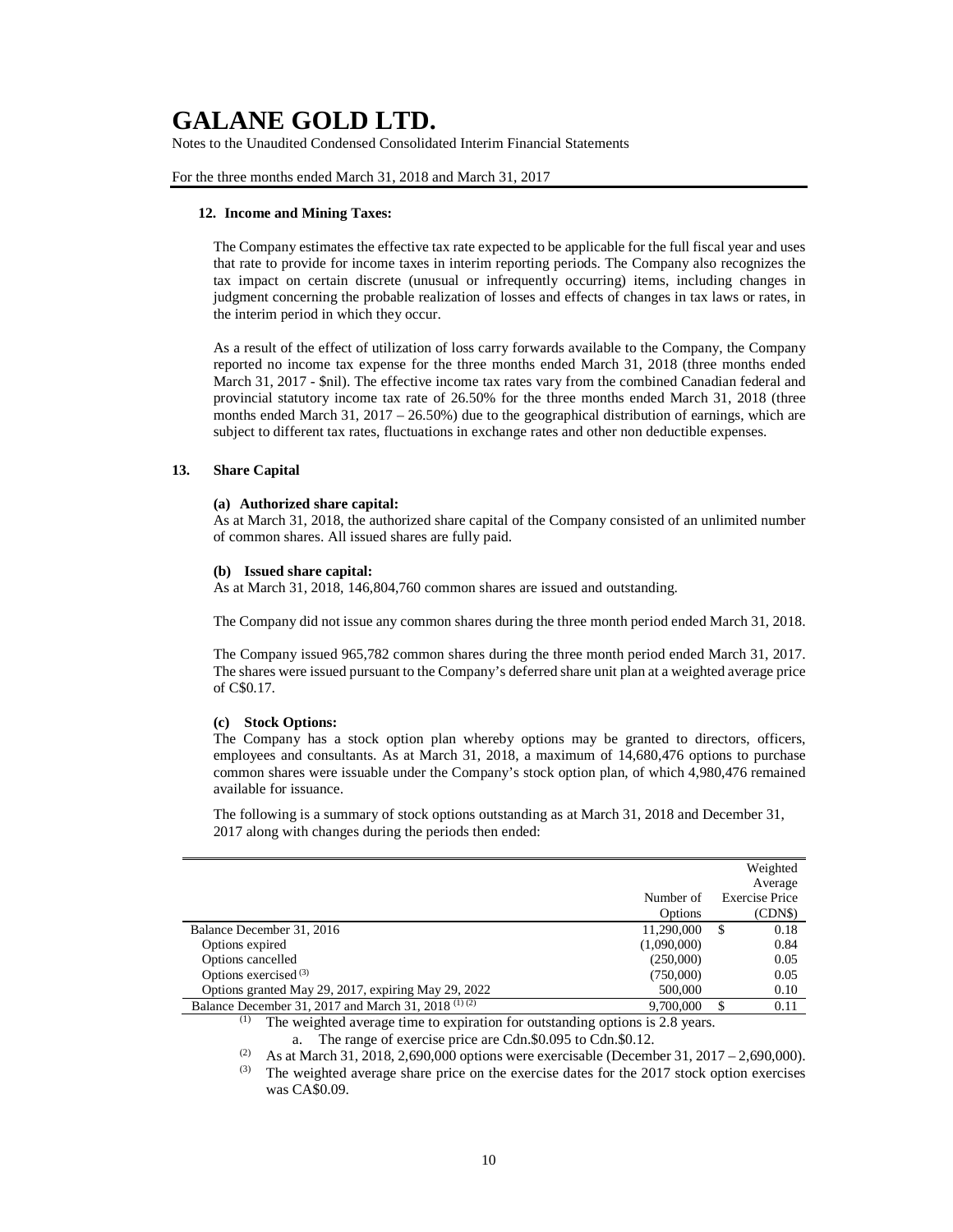**12. Income and Mining Taxes:**

The Company estimates the effective tax rate expected to be applicable for the full fiscal year and uses that rate to provide for income taxes in interim reporting periods. The Company also recognizes the tax impact on certain discrete (unusual or infrequently occurring) items, including changes in judgment concerning the probable realization of losses and effects of changes in tax laws or rates, in the interim period in which they occur.

As a result of the effect of utilization of loss carry forwards available to the Company, the Company reported no income tax expense for the three months ended March 31, 2018 (three months ended March 31, 2017 - $nil). The effective income tax rates vary from the combined Canadian federal and provincial statutory income tax rate of 26.50% for the three months ended March 31, 2018 (three months ended March 31, 2017 – 26.50%) due to the geographical distribution of earnings, which are subject to different tax rates, fluctuations in exchange rates and other non deductible expenses.

## 13. Share Capital

**(a) Authorized share capital:**
As at March 31, 2018, the authorized share capital of the Company consisted of an unlimited number of common shares. All issued shares are fully paid.

**(b) Issued share capital:**
As at March 31, 2018, 146,804,760 common shares are issued and outstanding.

The Company did not issue any common shares during the three month period ended March 31, 2018.

The Company issued 965,782 common shares during the three month period ended March 31, 2017. The shares were issued pursuant to the Company's deferred share unit plan at a weighted average price of C$0.17.

**(c) Stock Options:**
The Company has a stock option plan whereby options may be granted to directors, officers, employees and consultants. As at March 31, 2018, a maximum of 14,680,476 options to purchase common shares were issuable under the Company's stock option plan, of which 4,980,476 remained available for issuance.

The following is a summary of stock options outstanding as at March 31, 2018 and December 31, 2017 along with changes during the periods then ended:

| | Number of Options | Weighted Average Exercise Price (CDN$) |
|---|---|---|
| Balance December 31, 2016 | 11,290,000 | $ 0.18 |
| Options expired | (1,090,000) | 0.84 |
| Options cancelled | (250,000) | 0.05 |
| Options exercised [(3)] | (750,000) | 0.05 |
| Options granted May 29, 2017, expiring May 29, 2022 | 500,000 | 0.10 |
| Balance December 31, 2017 and March 31, 2018 [(1) (2)] | 9,700,000 | $ 0.11 |

(1) The weighted average time to expiration for outstanding options is 2.8 years.
   a. The range of exercise price are Cdn.$0.095 to Cdn.$0.12.

(2) As at March 31, 2018, 2,690,000 options were exercisable (December 31, 2017 – 2,690,000).

(3) The weighted average share price on the exercise dates for the 2017 stock option exercises was CA$0.09.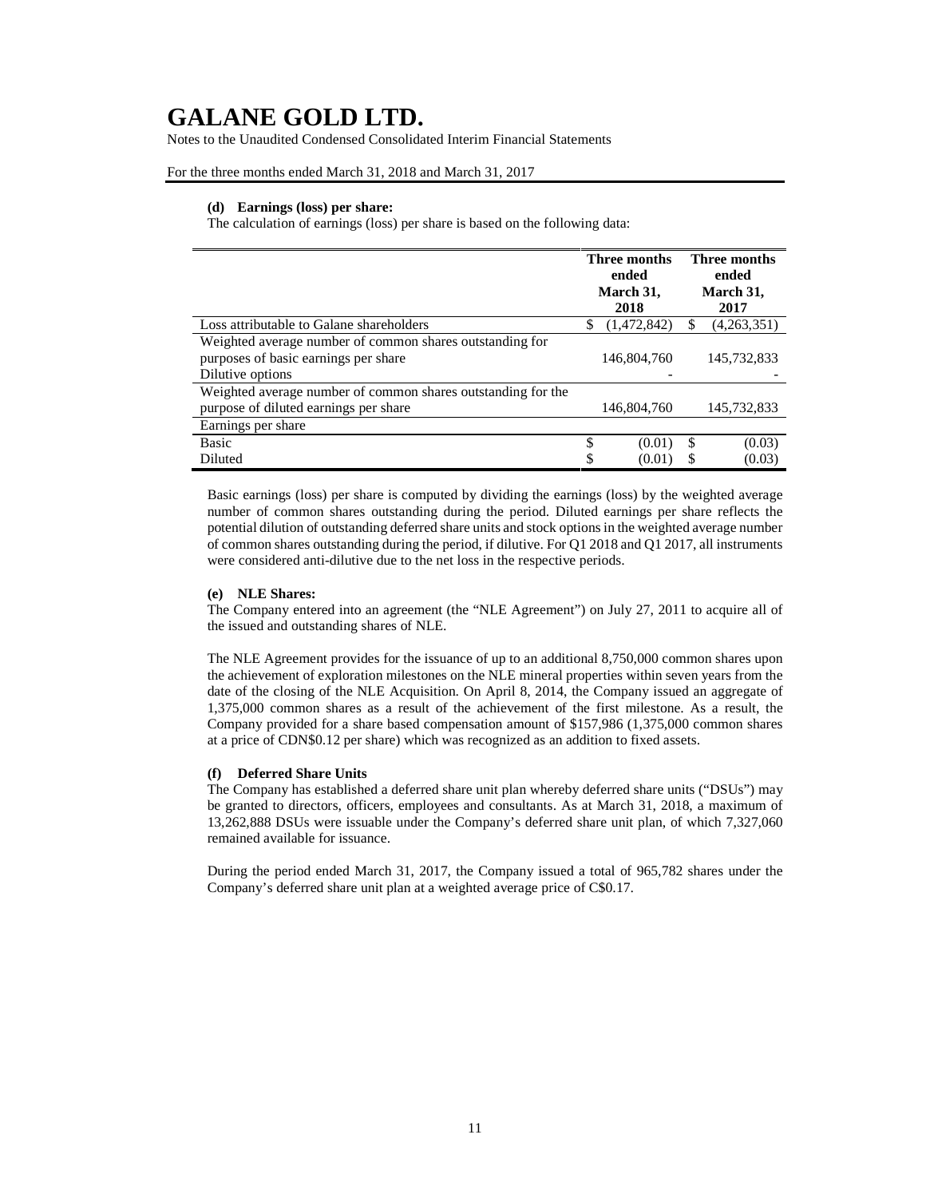# GALANE GOLD LTD.

Notes to the Unaudited Condensed Consolidated Interim Financial Statements

For the three months ended March 31, 2018 and March 31, 2017

**(d) Earnings (loss) per share:**

The calculation of earnings (loss) per share is based on the following data:

| | Three months ended March 31, 2018 | Three months ended March 31, 2017 |
|---|---|---|
| Loss attributable to Galane shareholders | $ (1,472,842) | $ (4,263,351) |
| Weighted average number of common shares outstanding for purposes of basic earnings per share | 146,804,760 | 145,732,833 |
| Dilutive options | - | - |
| Weighted average number of common shares outstanding for the purpose of diluted earnings per share | 146,804,760 | 145,732,833 |
| Earnings per share | | |
| Basic | $ (0.01) | $ (0.03) |
| Diluted | $ (0.01) | $ (0.03) |

Basic earnings (loss) per share is computed by dividing the earnings (loss) by the weighted average number of common shares outstanding during the period. Diluted earnings per share reflects the potential dilution of outstanding deferred share units and stock options in the weighted average number of common shares outstanding during the period, if dilutive. For Q1 2018 and Q1 2017, all instruments were considered anti-dilutive due to the net loss in the respective periods.

**(e) NLE Shares:**

The Company entered into an agreement (the "NLE Agreement") on July 27, 2011 to acquire all of the issued and outstanding shares of NLE.

The NLE Agreement provides for the issuance of up to an additional 8,750,000 common shares upon the achievement of exploration milestones on the NLE mineral properties within seven years from the date of the closing of the NLE Acquisition. On April 8, 2014, the Company issued an aggregate of 1,375,000 common shares as a result of the achievement of the first milestone. As a result, the Company provided for a share based compensation amount of $157,986 (1,375,000 common shares at a price of CDN$0.12 per share) which was recognized as an addition to fixed assets.

**(f) Deferred Share Units**

The Company has established a deferred share unit plan whereby deferred share units ("DSUs") may be granted to directors, officers, employees and consultants. As at March 31, 2018, a maximum of 13,262,888 DSUs were issuable under the Company's deferred share unit plan, of which 7,327,060 remained available for issuance.

During the period ended March 31, 2017, the Company issued a total of 965,782 shares under the Company's deferred share unit plan at a weighted average price of C$0.17.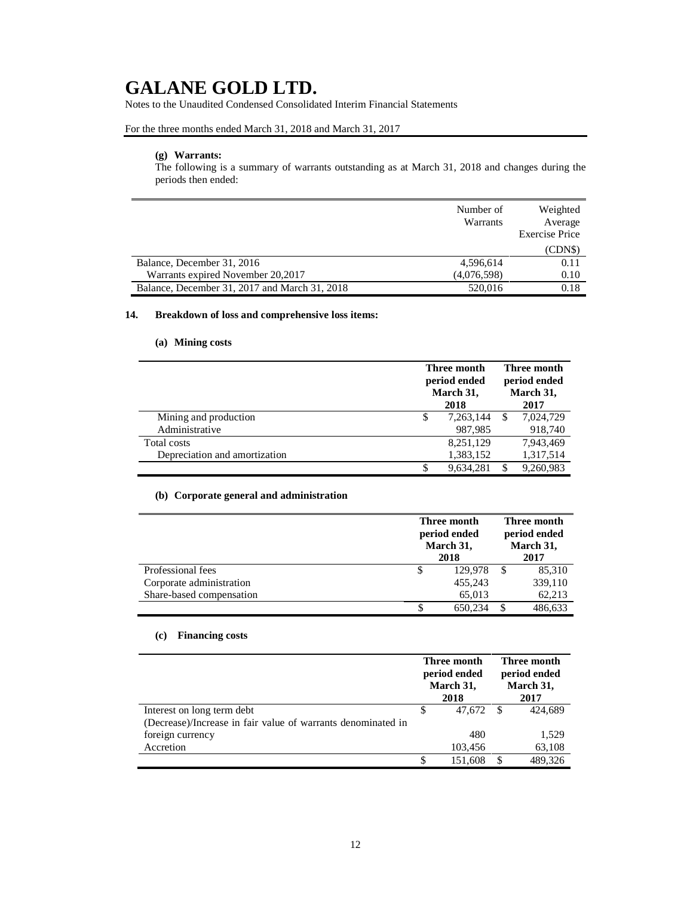# GALANE GOLD LTD.

Notes to the Unaudited Condensed Consolidated Interim Financial Statements

For the three months ended March 31, 2018 and March 31, 2017

**(g) Warrants:**

The following is a summary of warrants outstanding as at March 31, 2018 and changes during the periods then ended:

| | Number of Warrants | Weighted Average Exercise Price (CDN$) |
|---|---|---|
| Balance, December 31, 2016 | 4,596,614 | 0.11 |
| Warrants expired November 20,2017 | (4,076,598) | 0.10 |
| Balance, December 31, 2017 and March 31, 2018 | 520,016 | 0.18 |

## 14. Breakdown of loss and comprehensive loss items:

### (a) Mining costs

| | Three month period ended March 31, 2018 | Three month period ended March 31, 2017 |
|---|---|---|
| Mining and production | $ 7,263,144 | $ 7,024,729 |
| Administrative | 987,985 | 918,740 |
| Total costs | 8,251,129 | 7,943,469 |
| Depreciation and amortization | 1,383,152 | 1,317,514 |
| | $ 9,634,281 | $ 9,260,983 |

### (b) Corporate general and administration

| | Three month period ended March 31, 2018 | Three month period ended March 31, 2017 |
|---|---|---|
| Professional fees | $ 129,978 | $ 85,310 |
| Corporate administration | 455,243 | 339,110 |
| Share-based compensation | 65,013 | 62,213 |
| | $ 650,234 | $ 486,633 |

### (c) Financing costs

| | Three month period ended March 31, 2018 | Three month period ended March 31, 2017 |
|---|---|---|
| Interest on long term debt | $ 47,672 | $ 424,689 |
| (Decrease)/Increase in fair value of warrants denominated in foreign currency | 480 | 1,529 |
| Accretion | 103,456 | 63,108 |
| | $ 151,608 | $ 489,326 |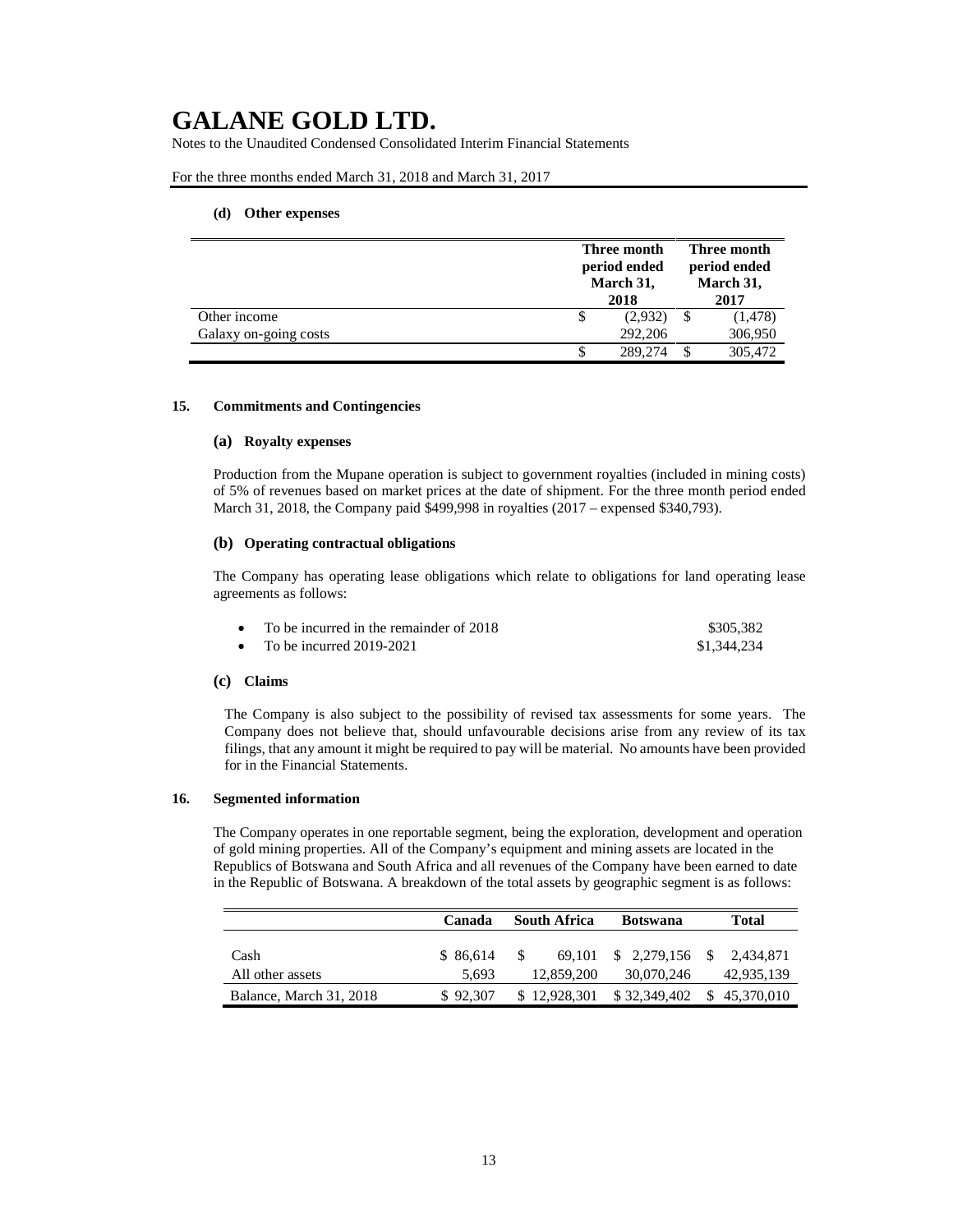#### (d) Other expenses

| | Three month period ended March 31, 2018 | Three month period ended March 31, 2017 |
|---|---|---|
| Other income | $ (2,932) | $ (1,478) |
| Galaxy on-going costs | 292,206 | 306,950 |
| | $ 289,274 | $ 305,472 |

## 15. Commitments and Contingencies

### (a) Royalty expenses

Production from the Mupane operation is subject to government royalties (included in mining costs) of 5% of revenues based on market prices at the date of shipment. For the three month period ended March 31, 2018, the Company paid $499,998 in royalties (2017 – expensed $340,793).

### (b) Operating contractual obligations

The Company has operating lease obligations which relate to obligations for land operating lease agreements as follows:

- To be incurred in the remainder of 2018 $305,382
- To be incurred 2019-2021 $1,344,234

### (c) Claims

The Company is also subject to the possibility of revised tax assessments for some years. The Company does not believe that, should unfavourable decisions arise from any review of its tax filings, that any amount it might be required to pay will be material. No amounts have been provided for in the Financial Statements.

## 16. Segmented information

The Company operates in one reportable segment, being the exploration, development and operation of gold mining properties. All of the Company's equipment and mining assets are located in the Republics of Botswana and South Africa and all revenues of the Company have been earned to date in the Republic of Botswana. A breakdown of the total assets by geographic segment is as follows:

| | Canada | South Africa | Botswana | Total |
|---|---|---|---|---|
| Cash | $ 86,614 | $ 69,101 | $ 2,279,156 | $ 2,434,871 |
| All other assets | 5,693 | 12,859,200 | 30,070,246 | 42,935,139 |
| Balance, March 31, 2018 | $ 92,307 | $ 12,928,301 | $ 32,349,402 | $ 45,370,010 |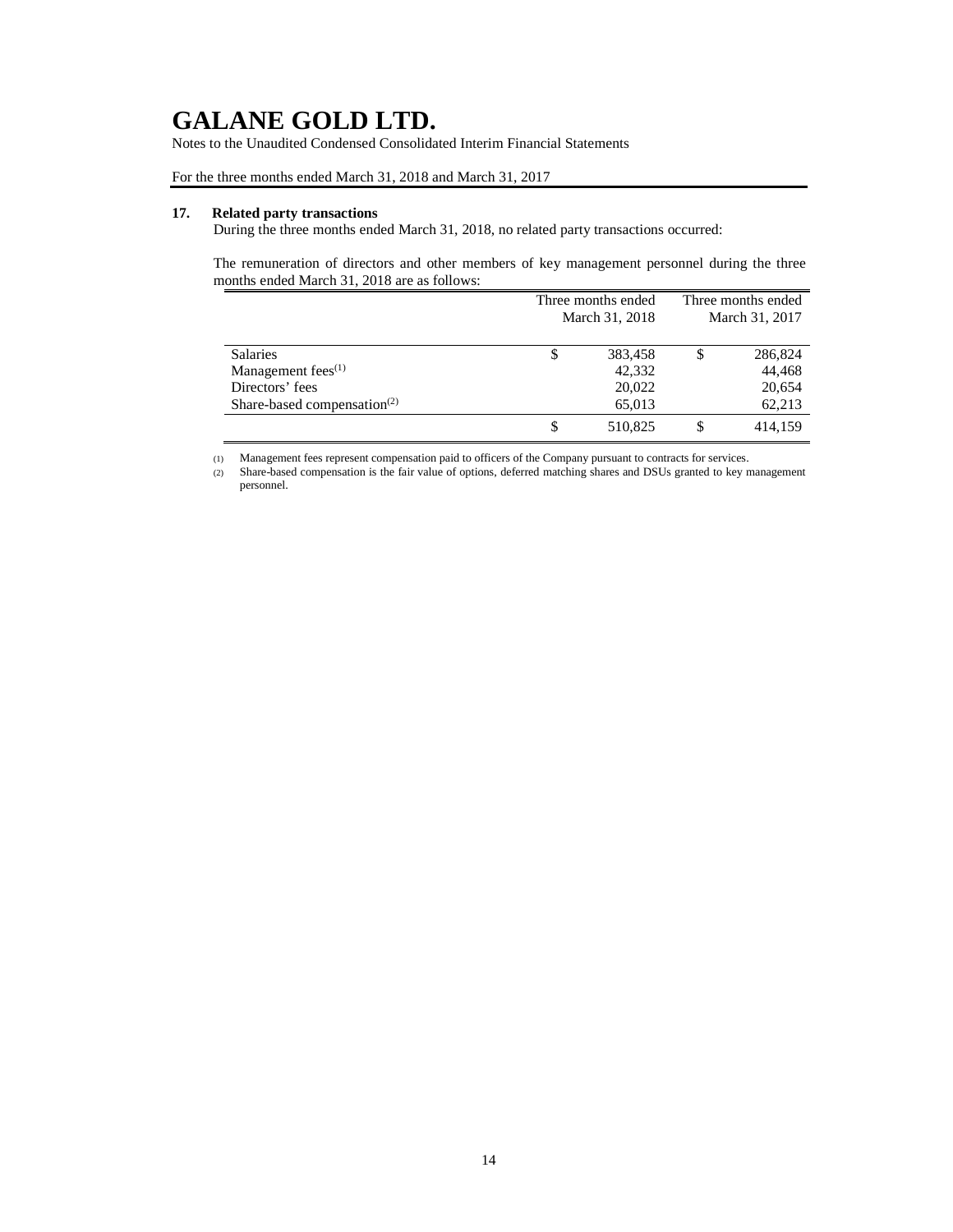# GALANE GOLD LTD.

Notes to the Unaudited Condensed Consolidated Interim Financial Statements

For the three months ended March 31, 2018 and March 31, 2017

## 17. Related party transactions

During the three months ended March 31, 2018, no related party transactions occurred:

The remuneration of directors and other members of key management personnel during the three months ended March 31, 2018 are as follows:

| | Three months ended March 31, 2018 | Three months ended March 31, 2017 |
|---|---|---|
| Salaries | $ 383,458 | $ 286,824 |
| Management fees(1) | 42,332 | 44,468 |
| Directors' fees | 20,022 | 20,654 |
| Share-based compensation(2) | 65,013 | 62,213 |
| | $ 510,825 | $ 414,159 |

(1) Management fees represent compensation paid to officers of the Company pursuant to contracts for services.

(2) Share-based compensation is the fair value of options, deferred matching shares and DSUs granted to key management personnel.